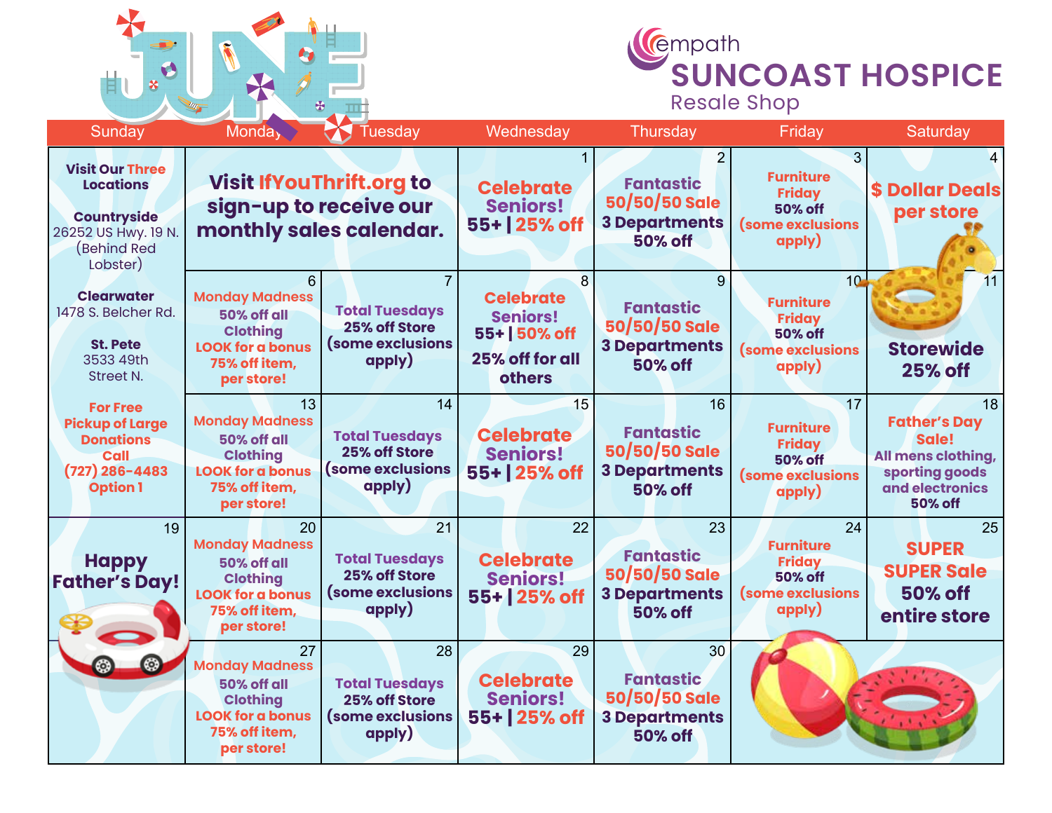# JUNE

**empath**
# SUNCOAST HOSPICE
## Resale Shop

| Sunday | Monday | Tuesday | Wednesday | Thursday | Friday | Saturday |
|---|---|---|---|---|---|---|
| **Visit Our Three Locations**<br><br>**Countryside**<br>26252 US Hwy. 19 N. (Behind Red Lobster)<br><br>**Clearwater**<br>1478 S. Belcher Rd.<br><br>**St. Pete**<br>3533 49th Street N.<br><br>**For Free Pickup of Large Donations Call (727) 286-4483 Option 1** | **Visit IfYouThrift.org to sign-up to receive our monthly sales calendar.** | | 1<br>**Celebrate Seniors! 55+ \| 25% off** | 2<br>**Fantastic 50/50/50 Sale**<br>**3 Departments 50% off** | 3<br>**Furniture Friday**<br>50% off<br>(some exclusions apply) | 4<br>**$ Dollar Deals per store** |
| | 6<br>**Monday Madness**<br>50% off all Clothing<br>LOOK for a bonus 75% off item, per store! | 7<br>**Total Tuesdays**<br>25% off Store<br>(some exclusions apply) | 8<br>**Celebrate Seniors! 55+ \| 50% off**<br>25% off for all others | 9<br>**Fantastic 50/50/50 Sale**<br>**3 Departments 50% off** | 10<br>**Furniture Friday**<br>50% off<br>(some exclusions apply) | 11<br>**Storewide 25% off** |
| | 13<br>**Monday Madness**<br>50% off all Clothing<br>LOOK for a bonus 75% off item, per store! | 14<br>**Total Tuesdays**<br>25% off Store<br>(some exclusions apply) | 15<br>**Celebrate Seniors! 55+ \| 25% off** | 16<br>**Fantastic 50/50/50 Sale**<br>**3 Departments 50% off** | 17<br>**Furniture Friday**<br>50% off<br>(some exclusions apply) | 18<br>**Father's Day Sale!**<br>All mens clothing, sporting goods and electronics 50% off |
| 19<br>**Happy Father's Day!** | 20<br>**Monday Madness**<br>50% off all Clothing<br>LOOK for a bonus 75% off item, per store! | 21<br>**Total Tuesdays**<br>25% off Store<br>(some exclusions apply) | 22<br>**Celebrate Seniors! 55+ \| 25% off** | 23<br>**Fantastic 50/50/50 Sale**<br>**3 Departments 50% off** | 24<br>**Furniture Friday**<br>50% off<br>(some exclusions apply) | 25<br>**SUPER SUPER Sale**<br>**50% off entire store** |
| | 27<br>**Monday Madness**<br>50% off all Clothing<br>LOOK for a bonus 75% off item, per store! | 28<br>**Total Tuesdays**<br>25% off Store<br>(some exclusions apply) | 29<br>**Celebrate Seniors! 55+ \| 25% off** | 30<br>**Fantastic 50/50/50 Sale**<br>**3 Departments 50% off** | | |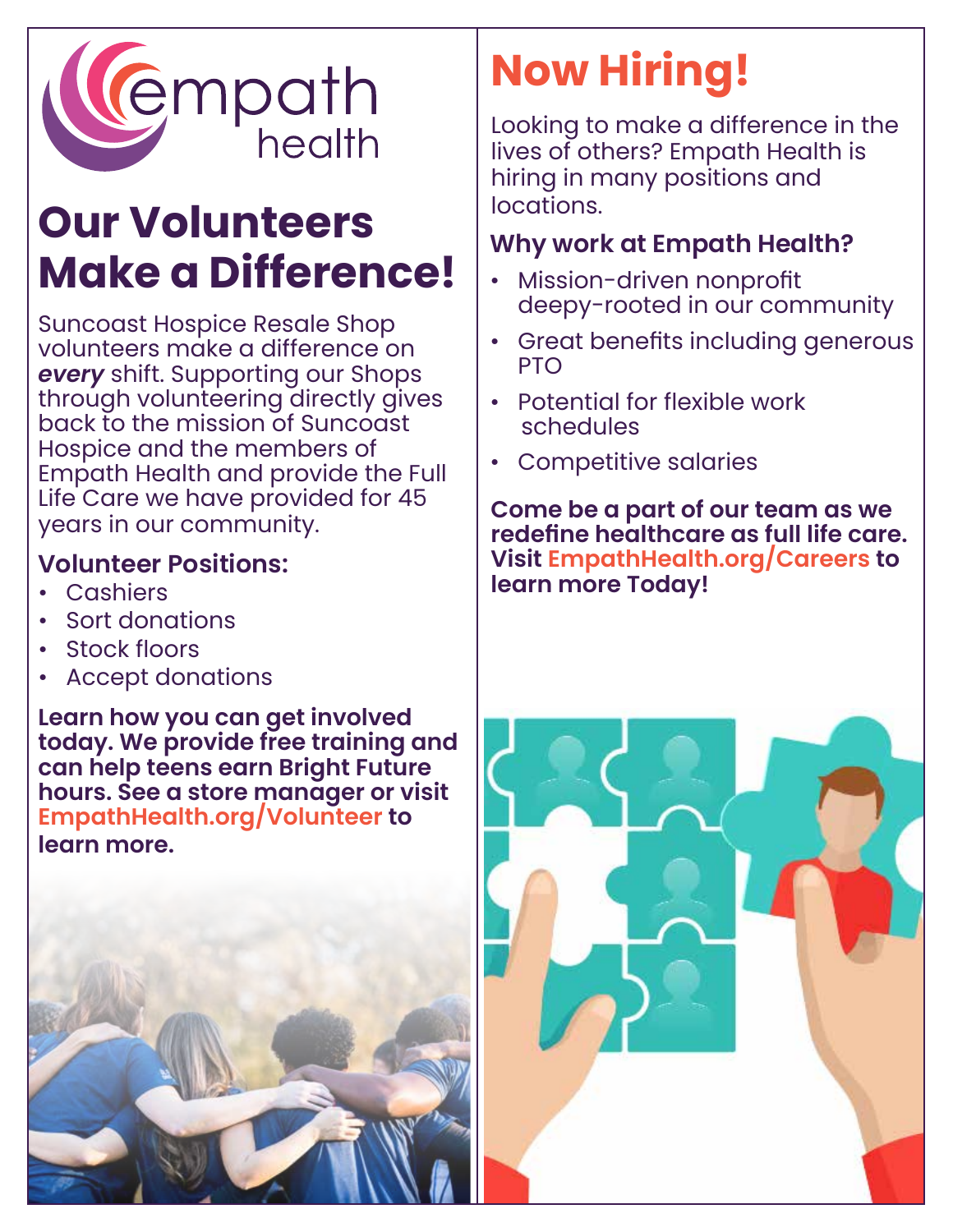empath health

# Our Volunteers Make a Difference!

Suncoast Hospice Resale Shop volunteers make a difference on ***every*** shift. Supporting our Shops through volunteering directly gives back to the mission of Suncoast Hospice and the members of Empath Health and provide the Full Life Care we have provided for 45 years in our community.

### Volunteer Positions:

- Cashiers
- Sort donations
- Stock floors
- Accept donations

**Learn how you can get involved today. We provide free training and can help teens earn Bright Future hours. See a store manager or visit EmpathHealth.org/Volunteer to learn more.**

# Now Hiring!

Looking to make a difference in the lives of others? Empath Health is hiring in many positions and locations.

### Why work at Empath Health?

- Mission-driven nonprofit deepy-rooted in our community
- Great benefits including generous PTO
- Potential for flexible work schedules
- Competitive salaries

**Come be a part of our team as we redefine healthcare as full life care. Visit EmpathHealth.org/Careers to learn more Today!**